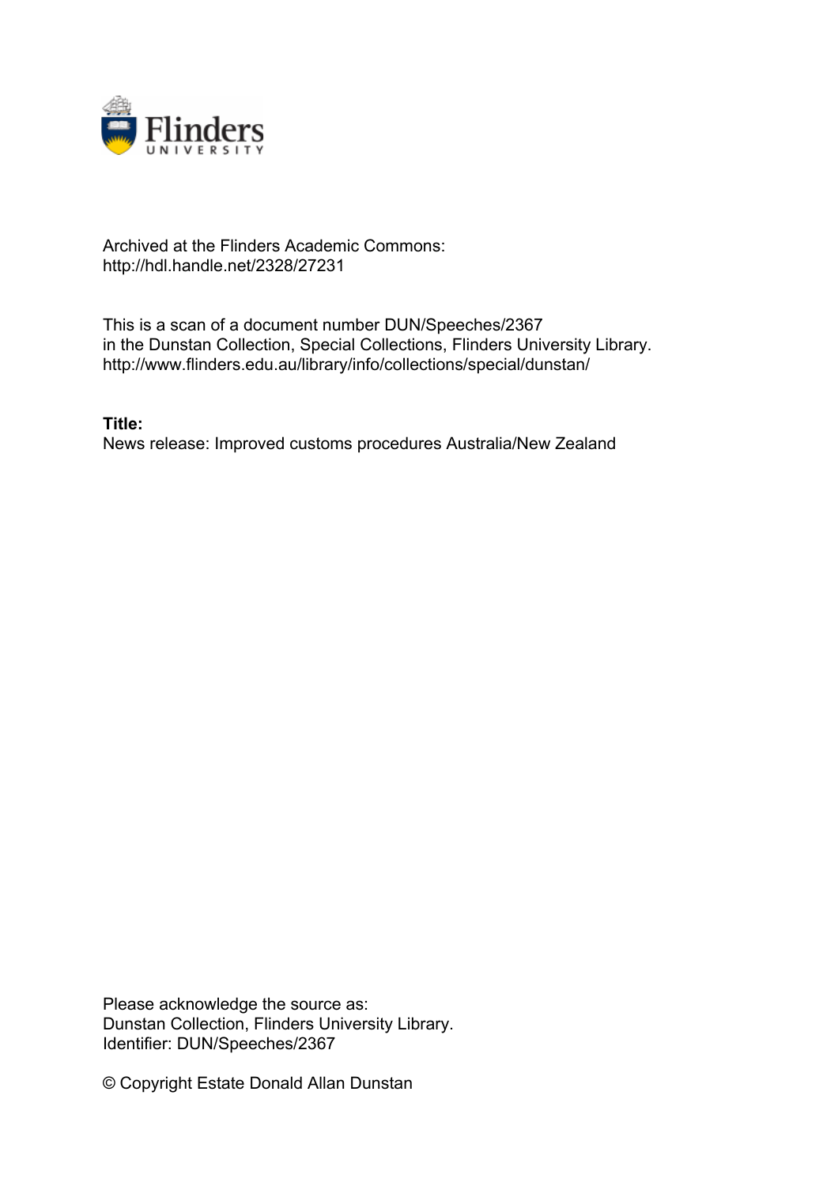Archived at the Flinders Academic Commons:
http://hdl.handle.net/2328/27231

This is a scan of a document number DUN/Speeches/2367
in the Dunstan Collection, Special Collections, Flinders University Library.
http://www.flinders.edu.au/library/info/collections/special/dunstan/

**Title:**
News release: Improved customs procedures Australia/New Zealand

Please acknowledge the source as:
Dunstan Collection, Flinders University Library.
Identifier: DUN/Speeches/2367

© Copyright Estate Donald Allan Dunstan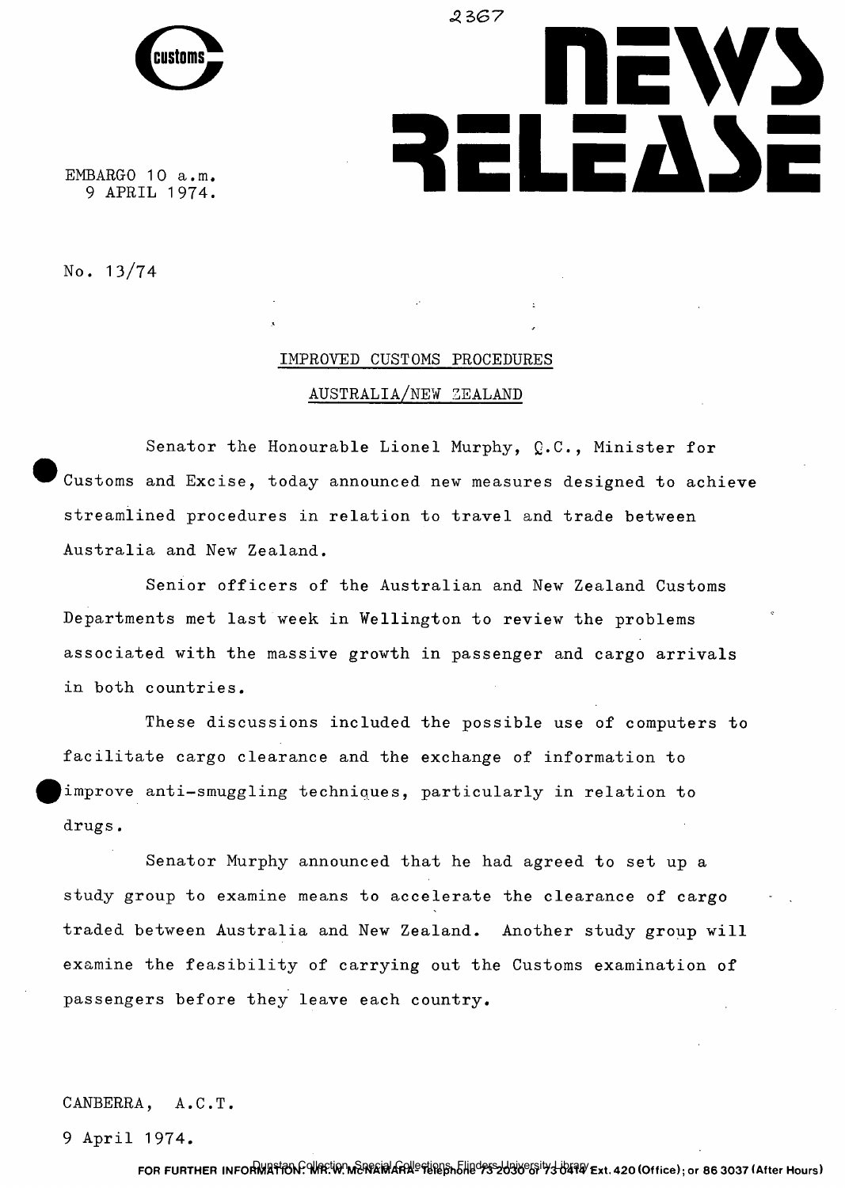2367

customs

# NEWS RELEASE

EMBARGO 10 a.m.
9 APRIL 1974.

No. 13/74

## IMPROVED CUSTOMS PROCEDURES

## AUSTRALIA/NEW ZEALAND

Senator the Honourable Lionel Murphy, Q.C., Minister for Customs and Excise, today announced new measures designed to achieve streamlined procedures in relation to travel and trade between Australia and New Zealand.

Senior officers of the Australian and New Zealand Customs Departments met last week in Wellington to review the problems associated with the massive growth in passenger and cargo arrivals in both countries.

These discussions included the possible use of computers to facilitate cargo clearance and the exchange of information to improve anti-smuggling techniques, particularly in relation to drugs.

Senator Murphy announced that he had agreed to set up a study group to examine means to accelerate the clearance of cargo traded between Australia and New Zealand. Another study group will examine the feasibility of carrying out the Customs examination of passengers before they leave each country.

CANBERRA, A.C.T.

9 April 1974.

FOR FURTHER INFORMATION: MR. W. McNAMARA - Telephone 73 2030 or 73 0414 Ext. 420 (Office); or 86 3037 (After Hours)